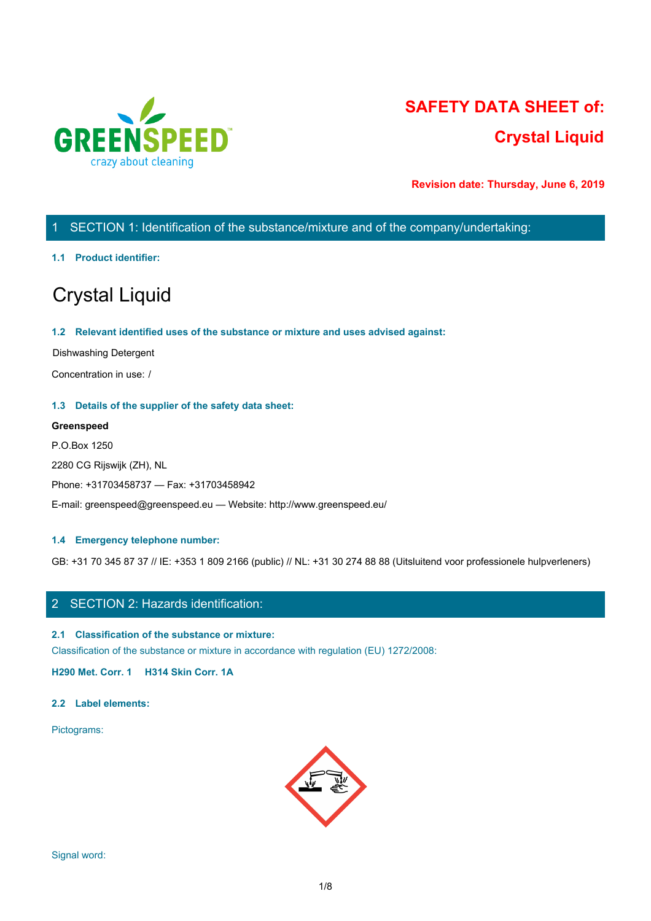GREENSPEED
crazy about cleaning

# SAFETY DATA SHEET of:
# Crystal Liquid

**Revision date: Thursday, June 6, 2019**

## 1 SECTION 1: Identification of the substance/mixture and of the company/undertaking:

### 1.1 Product identifier:

# Crystal Liquid

### 1.2 Relevant identified uses of the substance or mixture and uses advised against:

Dishwashing Detergent

Concentration in use: /

### 1.3 Details of the supplier of the safety data sheet:

**Greenspeed**

P.O.Box 1250

2280 CG Rijswijk (ZH), NL

Phone: +31703458737 — Fax: +31703458942

E-mail: greenspeed@greenspeed.eu — Website: http://www.greenspeed.eu/

### 1.4 Emergency telephone number:

GB: +31 70 345 87 37 // IE: +353 1 809 2166 (public) // NL: +31 30 274 88 88 (Uitsluitend voor professionele hulpverleners)

## 2 SECTION 2: Hazards identification:

### 2.1 Classification of the substance or mixture:

Classification of the substance or mixture in accordance with regulation (EU) 1272/2008:

**H290 Met. Corr. 1 H314 Skin Corr. 1A**

### 2.2 Label elements:

Pictograms:

Signal word: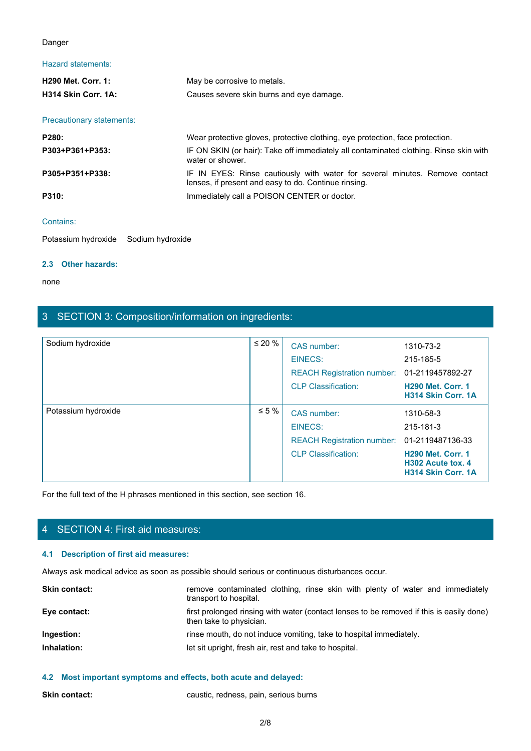Danger

Hazard statements:

| | |
|---|---|
| **H290 Met. Corr. 1:** | May be corrosive to metals. |
| **H314 Skin Corr. 1A:** | Causes severe skin burns and eye damage. |

Precautionary statements:

| | |
|---|---|
| **P280:** | Wear protective gloves, protective clothing, eye protection, face protection. |
| **P303+P361+P353:** | IF ON SKIN (or hair): Take off immediately all contaminated clothing. Rinse skin with water or shower. |
| **P305+P351+P338:** | IF IN EYES: Rinse cautiously with water for several minutes. Remove contact lenses, if present and easy to do. Continue rinsing. |
| **P310:** | Immediately call a POISON CENTER or doctor. |

Contains:

Potassium hydroxide Sodium hydroxide

### 2.3 Other hazards:

none

## 3 SECTION 3: Composition/information on ingredients:

| Ingredient | Concentration | Identifier | Value |
|---|---|---|---|
| Sodium hydroxide | ≤ 20 % | CAS number: | 1310-73-2 |
| | | EINECS: | 215-185-5 |
| | | REACH Registration number: | 01-2119457892-27 |
| | | CLP Classification: | **H290 Met. Corr. 1**<br>**H314 Skin Corr. 1A** |
| Potassium hydroxide | ≤ 5 % | CAS number: | 1310-58-3 |
| | | EINECS: | 215-181-3 |
| | | REACH Registration number: | 01-2119487136-33 |
| | | CLP Classification: | **H290 Met. Corr. 1**<br>**H302 Acute tox. 4**<br>**H314 Skin Corr. 1A** |

For the full text of the H phrases mentioned in this section, see section 16.

## 4 SECTION 4: First aid measures:

### 4.1 Description of first aid measures:

Always ask medical advice as soon as possible should serious or continuous disturbances occur.

| | |
|---|---|
| **Skin contact:** | remove contaminated clothing, rinse skin with plenty of water and immediately transport to hospital. |
| **Eye contact:** | first prolonged rinsing with water (contact lenses to be removed if this is easily done) then take to physician. |
| **Ingestion:** | rinse mouth, do not induce vomiting, take to hospital immediately. |
| **Inhalation:** | let sit upright, fresh air, rest and take to hospital. |

### 4.2 Most important symptoms and effects, both acute and delayed:

| | |
|---|---|
| **Skin contact:** | caustic, redness, pain, serious burns |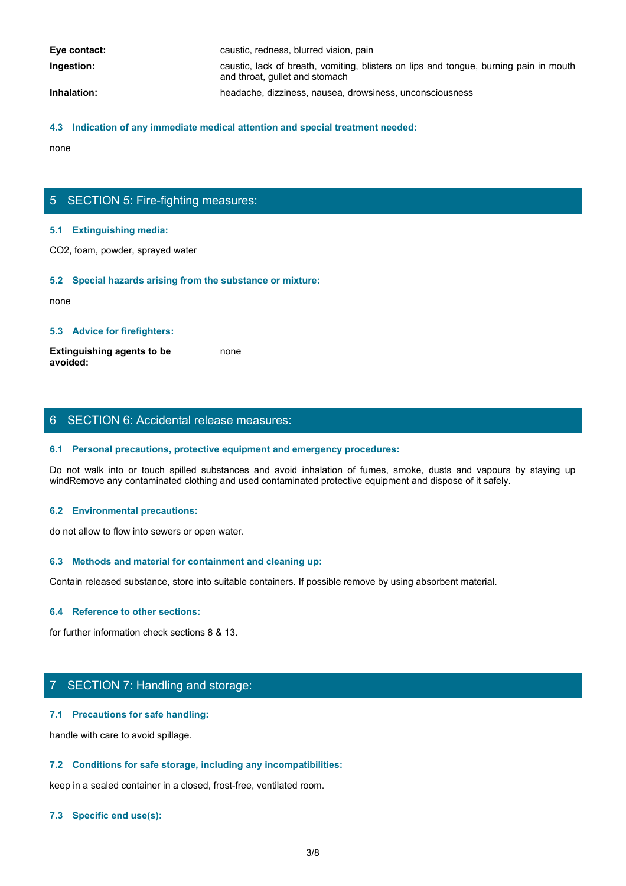| | |
|---|---|
| **Eye contact:** | caustic, redness, blurred vision, pain |
| **Ingestion:** | caustic, lack of breath, vomiting, blisters on lips and tongue, burning pain in mouth and throat, gullet and stomach |
| **Inhalation:** | headache, dizziness, nausea, drowsiness, unconsciousness |

### 4.3 Indication of any immediate medical attention and special treatment needed:

none

## 5 SECTION 5: Fire-fighting measures:

### 5.1 Extinguishing media:

$CO_2$, foam, powder, sprayed water

### 5.2 Special hazards arising from the substance or mixture:

none

### 5.3 Advice for firefighters:

| | |
|---|---|
| **Extinguishing agents to be avoided:** | none |

## 6 SECTION 6: Accidental release measures:

### 6.1 Personal precautions, protective equipment and emergency procedures:

Do not walk into or touch spilled substances and avoid inhalation of fumes, smoke, dusts and vapours by staying up windRemove any contaminated clothing and used contaminated protective equipment and dispose of it safely.

### 6.2 Environmental precautions:

do not allow to flow into sewers or open water.

### 6.3 Methods and material for containment and cleaning up:

Contain released substance, store into suitable containers. If possible remove by using absorbent material.

### 6.4 Reference to other sections:

for further information check sections 8 & 13.

## 7 SECTION 7: Handling and storage:

### 7.1 Precautions for safe handling:

handle with care to avoid spillage.

### 7.2 Conditions for safe storage, including any incompatibilities:

keep in a sealed container in a closed, frost-free, ventilated room.

### 7.3 Specific end use(s):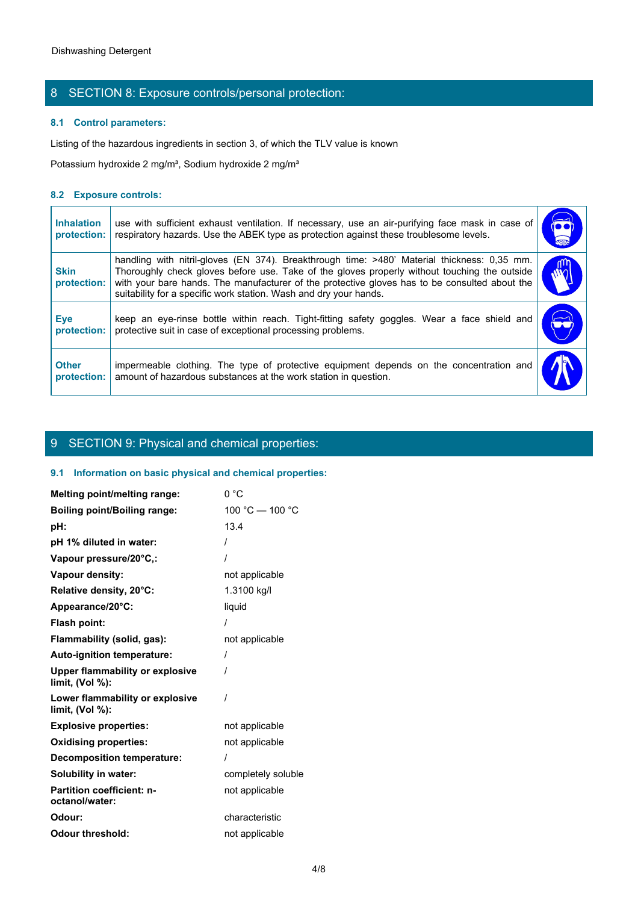## 8 SECTION 8: Exposure controls/personal protection:

### 8.1 Control parameters:

Listing of the hazardous ingredients in section 3, of which the TLV value is known

Potassium hydroxide 2 mg/m³, Sodium hydroxide 2 mg/m³

### 8.2 Exposure controls:

| | |
|---|---|
| **Inhalation protection:** | use with sufficient exhaust ventilation. If necessary, use an air-purifying face mask in case of respiratory hazards. Use the ABEK type as protection against these troublesome levels. |
| **Skin protection:** | handling with nitril-gloves (EN 374). Breakthrough time: >480' Material thickness: 0,35 mm. Thoroughly check gloves before use. Take of the gloves properly without touching the outside with your bare hands. The manufacturer of the protective gloves has to be consulted about the suitability for a specific work station. Wash and dry your hands. |
| **Eye protection:** | keep an eye-rinse bottle within reach. Tight-fitting safety goggles. Wear a face shield and protective suit in case of exceptional processing problems. |
| **Other protection:** | impermeable clothing. The type of protective equipment depends on the concentration and amount of hazardous substances at the work station in question. |

## 9 SECTION 9: Physical and chemical properties:

### 9.1 Information on basic physical and chemical properties:

| | |
|---|---|
| **Melting point/melting range:** | 0 °C |
| **Boiling point/Boiling range:** | 100 °C — 100 °C |
| **pH:** | 13.4 |
| **pH 1% diluted in water:** | / |
| **Vapour pressure/20°C,:** | / |
| **Vapour density:** | not applicable |
| **Relative density, 20°C:** | 1.3100 kg/l |
| **Appearance/20°C:** | liquid |
| **Flash point:** | / |
| **Flammability (solid, gas):** | not applicable |
| **Auto-ignition temperature:** | / |
| **Upper flammability or explosive limit, (Vol %):** | / |
| **Lower flammability or explosive limit, (Vol %):** | / |
| **Explosive properties:** | not applicable |
| **Oxidising properties:** | not applicable |
| **Decomposition temperature:** | / |
| **Solubility in water:** | completely soluble |
| **Partition coefficient: n-octanol/water:** | not applicable |
| **Odour:** | characteristic |
| **Odour threshold:** | not applicable |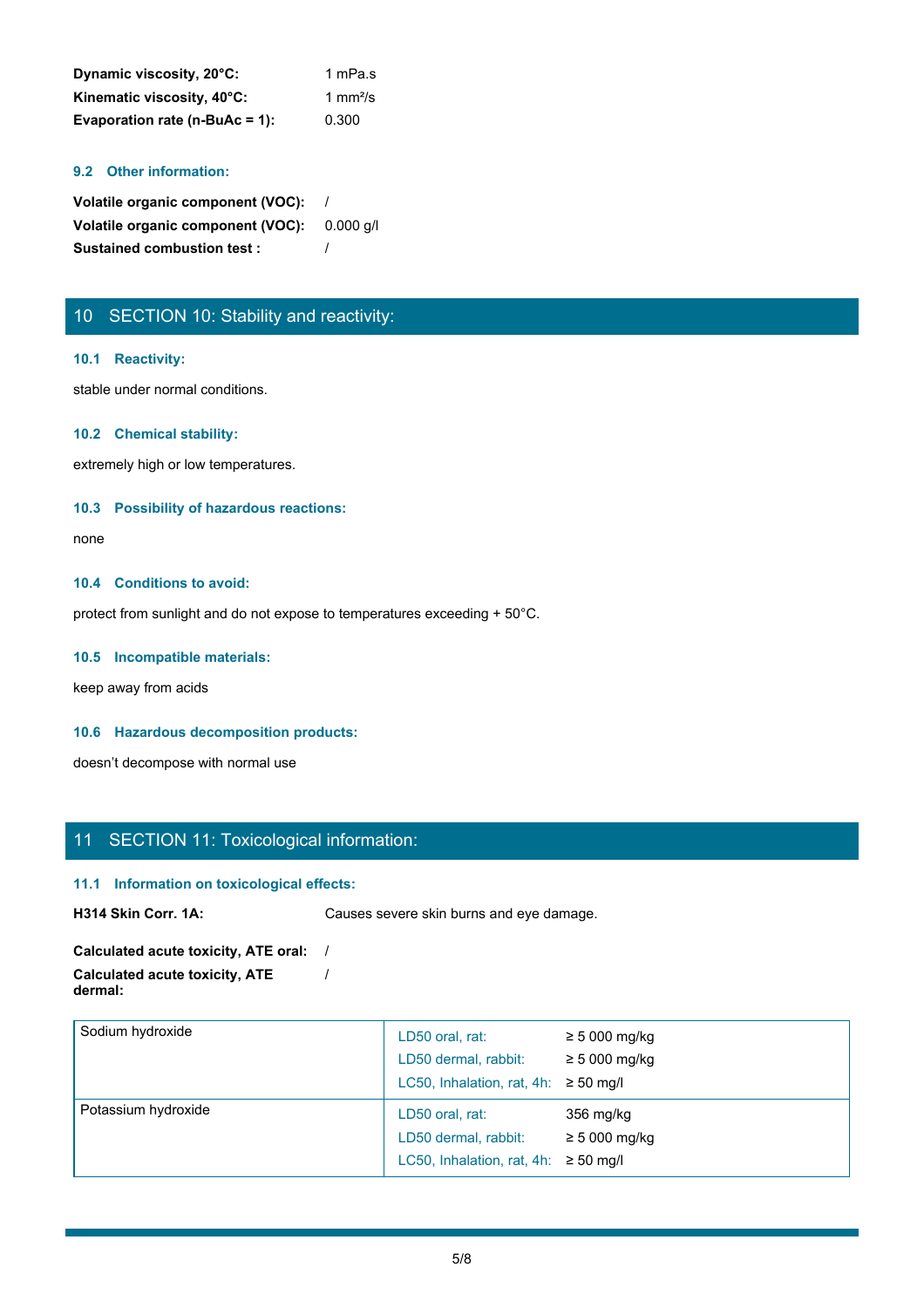**Dynamic viscosity, 20°C:** 1 mPa.s
**Kinematic viscosity, 40°C:** 1 mm²/s
**Evaporation rate (n-BuAc = 1):** 0.300

### 9.2 Other information:

**Volatile organic component (VOC):** /
**Volatile organic component (VOC):** 0.000 g/l
**Sustained combustion test :** /

## 10 SECTION 10: Stability and reactivity:

### 10.1 Reactivity:

stable under normal conditions.

### 10.2 Chemical stability:

extremely high or low temperatures.

### 10.3 Possibility of hazardous reactions:

none

### 10.4 Conditions to avoid:

protect from sunlight and do not expose to temperatures exceeding + 50°C.

### 10.5 Incompatible materials:

keep away from acids

### 10.6 Hazardous decomposition products:

doesn't decompose with normal use

## 11 SECTION 11: Toxicological information:

### 11.1 Information on toxicological effects:

**H314 Skin Corr. 1A:** Causes severe skin burns and eye damage.

**Calculated acute toxicity, ATE oral:** /
**Calculated acute toxicity, ATE dermal:** /

| Substance | Test | Value |
|---|---|---|
| Sodium hydroxide | LD50 oral, rat: | ≥ 5 000 mg/kg |
| | LD50 dermal, rabbit: | ≥ 5 000 mg/kg |
| | LC50, Inhalation, rat, 4h: | ≥ 50 mg/l |
| Potassium hydroxide | LD50 oral, rat: | 356 mg/kg |
| | LD50 dermal, rabbit: | ≥ 5 000 mg/kg |
| | LC50, Inhalation, rat, 4h: | ≥ 50 mg/l |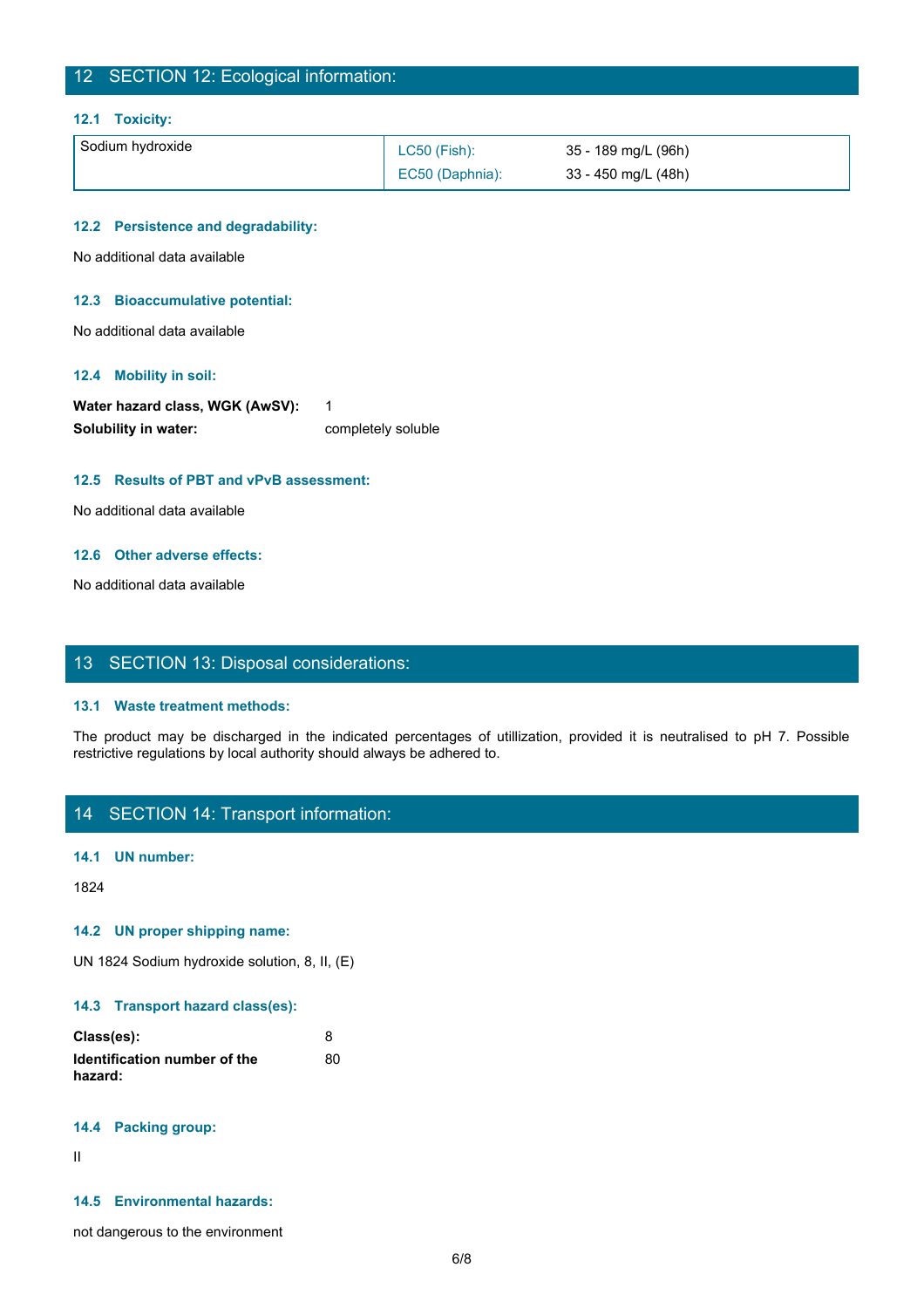## 12 SECTION 12: Ecological information:

### 12.1 Toxicity:

| Sodium hydroxide | LC50 (Fish): | 35 - 189 mg/L (96h) |
|---|---|---|
| | EC50 (Daphnia): | 33 - 450 mg/L (48h) |

### 12.2 Persistence and degradability:

No additional data available

### 12.3 Bioaccumulative potential:

No additional data available

### 12.4 Mobility in soil:

**Water hazard class, WGK (AwSV):** 1

**Solubility in water:** completely soluble

### 12.5 Results of PBT and vPvB assessment:

No additional data available

### 12.6 Other adverse effects:

No additional data available

## 13 SECTION 13: Disposal considerations:

### 13.1 Waste treatment methods:

The product may be discharged in the indicated percentages of utillization, provided it is neutralised to pH 7. Possible restrictive regulations by local authority should always be adhered to.

## 14 SECTION 14: Transport information:

### 14.1 UN number:

1824

### 14.2 UN proper shipping name:

UN 1824 Sodium hydroxide solution, 8, II, (E)

### 14.3 Transport hazard class(es):

**Class(es):** 8

**Identification number of the hazard:** 80

### 14.4 Packing group:

II

### 14.5 Environmental hazards:

not dangerous to the environment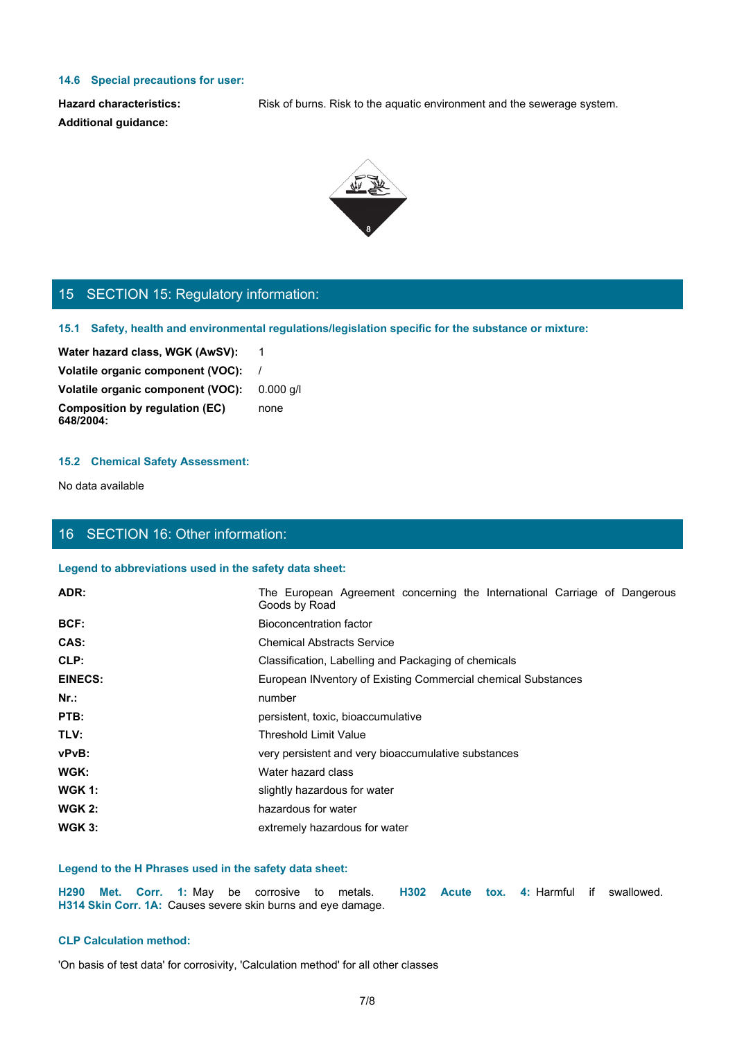### 14.6 Special precautions for user:

**Hazard characteristics:** Risk of burns. Risk to the aquatic environment and the sewerage system.

**Additional guidance:**

## 15 SECTION 15: Regulatory information:

### 15.1 Safety, health and environmental regulations/legislation specific for the substance or mixture:

| | |
|---|---|
| **Water hazard class, WGK (AwSV):** | 1 |
| **Volatile organic component (VOC):** | / |
| **Volatile organic component (VOC):** | 0.000 g/l |
| **Composition by regulation (EC) 648/2004:** | none |

### 15.2 Chemical Safety Assessment:

No data available

## 16 SECTION 16: Other information:

### Legend to abbreviations used in the safety data sheet:

| | |
|---|---|
| **ADR:** | The European Agreement concerning the International Carriage of Dangerous Goods by Road |
| **BCF:** | Bioconcentration factor |
| **CAS:** | Chemical Abstracts Service |
| **CLP:** | Classification, Labelling and Packaging of chemicals |
| **EINECS:** | European INventory of Existing Commercial chemical Substances |
| **Nr.:** | number |
| **PTB:** | persistent, toxic, bioaccumulative |
| **TLV:** | Threshold Limit Value |
| **vPvB:** | very persistent and very bioaccumulative substances |
| **WGK:** | Water hazard class |
| **WGK 1:** | slightly hazardous for water |
| **WGK 2:** | hazardous for water |
| **WGK 3:** | extremely hazardous for water |

### Legend to the H Phrases used in the safety data sheet:

**H290 Met. Corr. 1:** May be corrosive to metals. **H302 Acute tox. 4:** Harmful if swallowed. **H314 Skin Corr. 1A:** Causes severe skin burns and eye damage.

### CLP Calculation method:

'On basis of test data' for corrosivity, 'Calculation method' for all other classes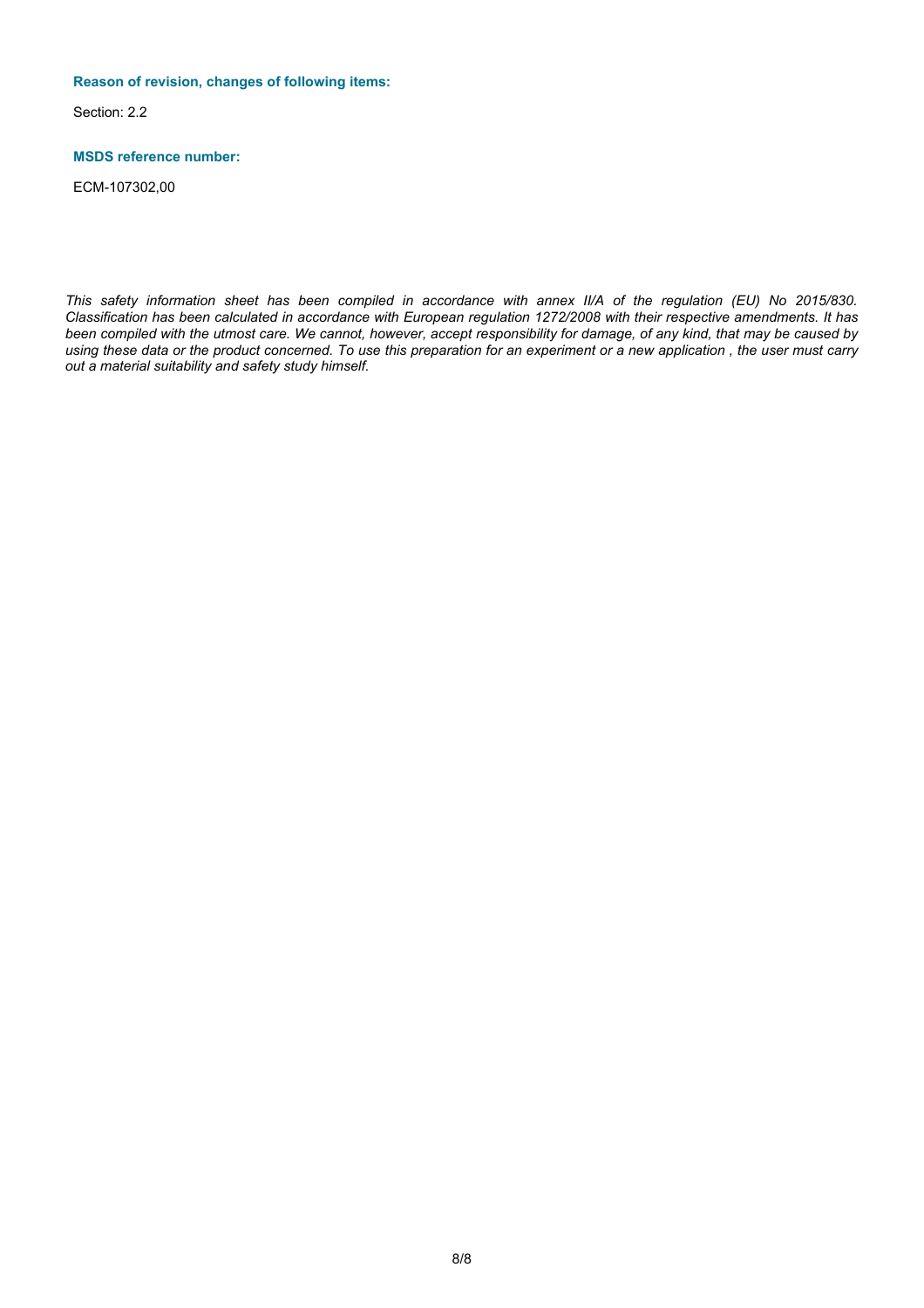**Reason of revision, changes of following items:**

Section: 2.2

**MSDS reference number:**

ECM-107302,00

*This safety information sheet has been compiled in accordance with annex II/A of the regulation (EU) No 2015/830. Classification has been calculated in accordance with European regulation 1272/2008 with their respective amendments. It has been compiled with the utmost care. We cannot, however, accept responsibility for damage, of any kind, that may be caused by using these data or the product concerned. To use this preparation for an experiment or a new application , the user must carry out a material suitability and safety study himself.*